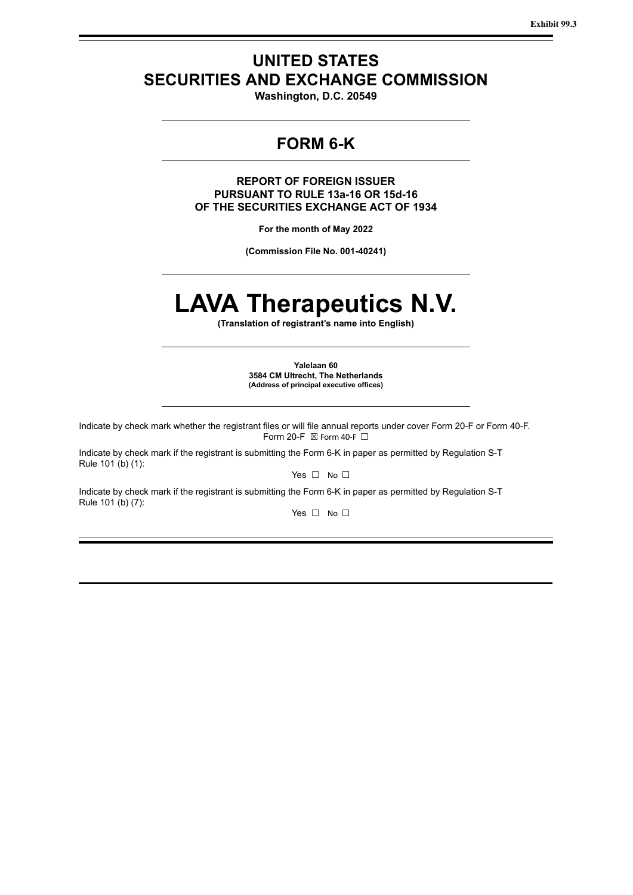Exhibit 99.3

# UNITED STATES
# SECURITIES AND EXCHANGE COMMISSION

**Washington, D.C. 20549**

## FORM 6-K

**REPORT OF FOREIGN ISSUER**
**PURSUANT TO RULE 13a-16 OR 15d-16**
**OF THE SECURITIES EXCHANGE ACT OF 1934**

**For the month of May 2022**

**(Commission File No. 001-40241)**

# LAVA Therapeutics N.V.

**(Translation of registrant's name into English)**

**Yalelaan 60**
**3584 CM Ultrecht, The Netherlands**
**(Address of principal executive offices)**

Indicate by check mark whether the registrant files or will file annual reports under cover Form 20-F or Form 40-F.
Form 20-F ☒ Form 40-F ☐

Indicate by check mark if the registrant is submitting the Form 6-K in paper as permitted by Regulation S-T Rule 101 (b) (1):

Yes ☐ No ☐

Indicate by check mark if the registrant is submitting the Form 6-K in paper as permitted by Regulation S-T Rule 101 (b) (7):

Yes ☐ No ☐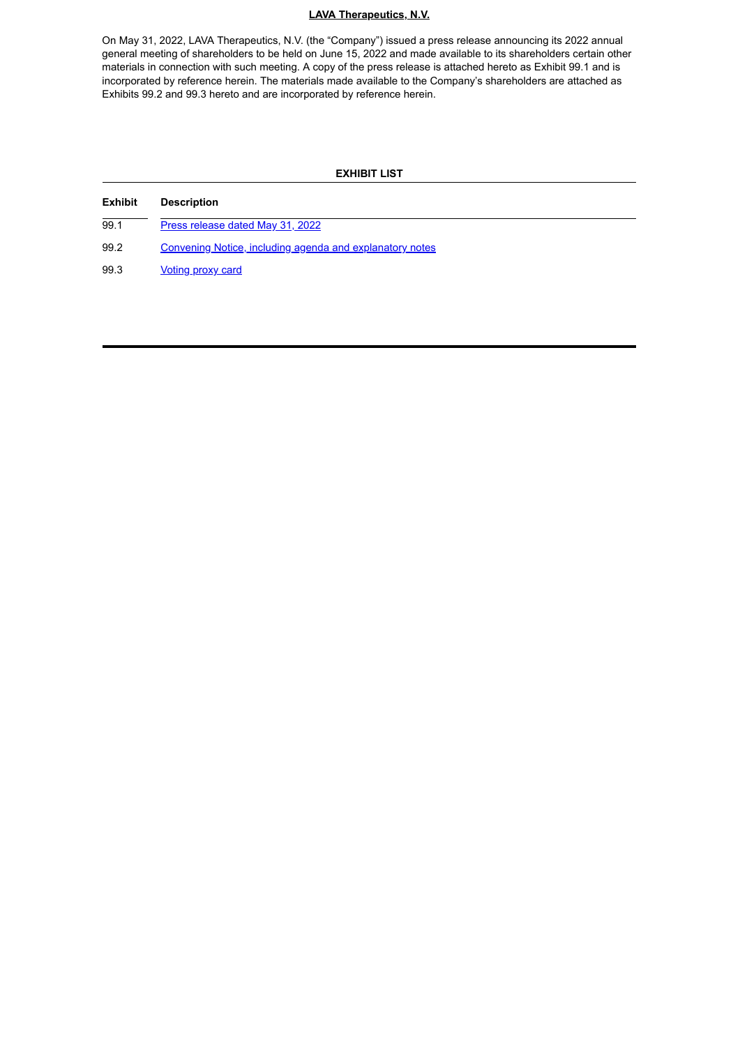**LAVA Therapeutics, N.V.**

On May 31, 2022, LAVA Therapeutics, N.V. (the "Company") issued a press release announcing its 2022 annual general meeting of shareholders to be held on June 15, 2022 and made available to its shareholders certain other materials in connection with such meeting. A copy of the press release is attached hereto as Exhibit 99.1 and is incorporated by reference herein. The materials made available to the Company's shareholders are attached as Exhibits 99.2 and 99.3 hereto and are incorporated by reference herein.

**EXHIBIT LIST**

| Exhibit | Description |
|---|---|
| 99.1 | Press release dated May 31, 2022 |
| 99.2 | Convening Notice, including agenda and explanatory notes |
| 99.3 | Voting proxy card |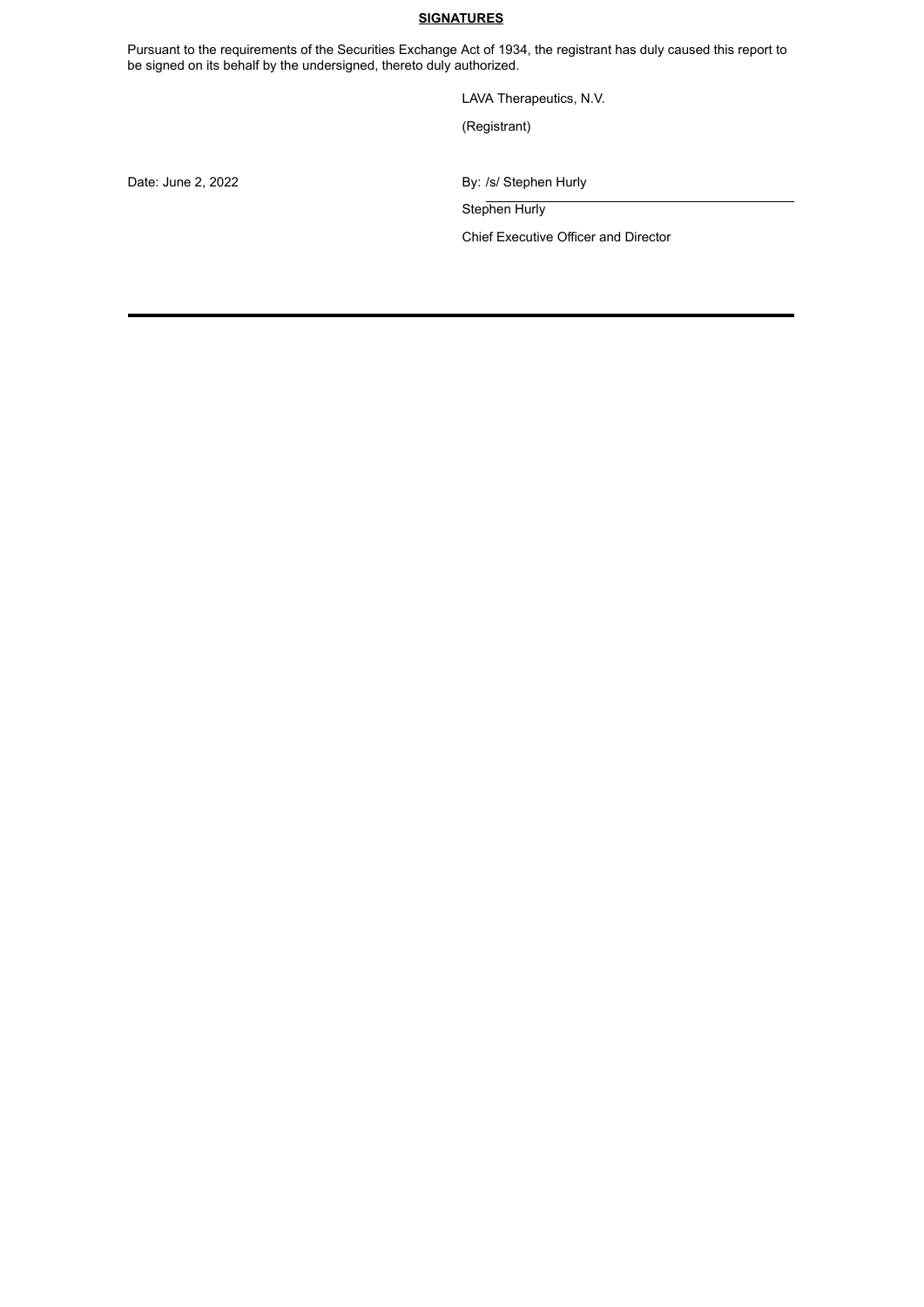**SIGNATURES**

Pursuant to the requirements of the Securities Exchange Act of 1934, the registrant has duly caused this report to be signed on its behalf by the undersigned, thereto duly authorized.

LAVA Therapeutics, N.V.

(Registrant)

Date: June 2, 2022

By: /s/ Stephen Hurly

Stephen Hurly

Chief Executive Officer and Director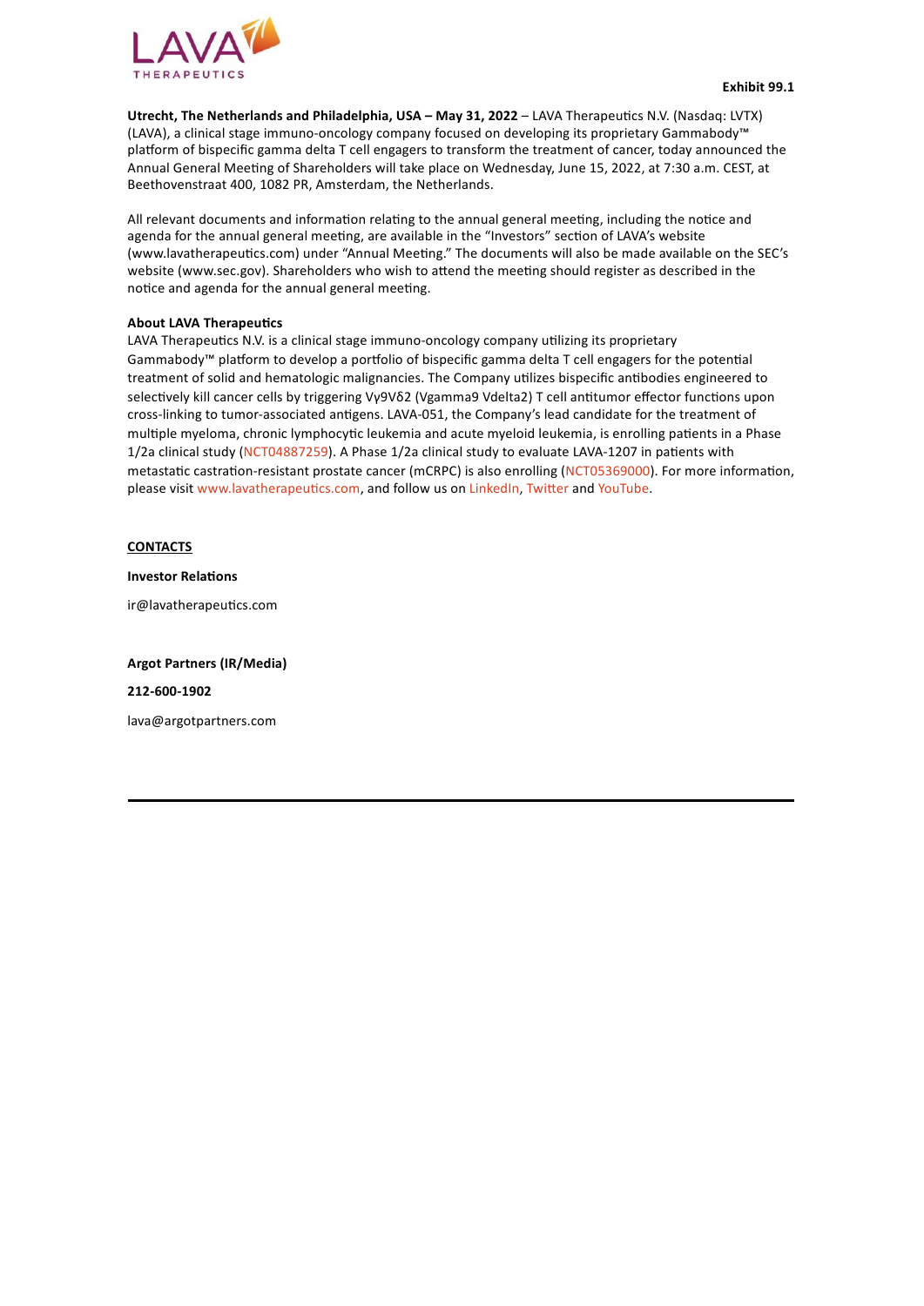**Exhibit 99.1**

**Utrecht, The Netherlands and Philadelphia, USA – May 31, 2022** – LAVA Therapeutics N.V. (Nasdaq: LVTX) (LAVA), a clinical stage immuno-oncology company focused on developing its proprietary Gammabody™ platform of bispecific gamma delta T cell engagers to transform the treatment of cancer, today announced the Annual General Meeting of Shareholders will take place on Wednesday, June 15, 2022, at 7:30 a.m. CEST, at Beethovenstraat 400, 1082 PR, Amsterdam, the Netherlands.

All relevant documents and information relating to the annual general meeting, including the notice and agenda for the annual general meeting, are available in the "Investors" section of LAVA's website (www.lavatherapeutics.com) under "Annual Meeting." The documents will also be made available on the SEC's website (www.sec.gov). Shareholders who wish to attend the meeting should register as described in the notice and agenda for the annual general meeting.

**About LAVA Therapeutics**

LAVA Therapeutics N.V. is a clinical stage immuno-oncology company utilizing its proprietary Gammabody™ platform to develop a portfolio of bispecific gamma delta T cell engagers for the potential treatment of solid and hematologic malignancies. The Company utilizes bispecific antibodies engineered to selectively kill cancer cells by triggering Vγ9Vδ2 (Vgamma9 Vdelta2) T cell antitumor effector functions upon cross-linking to tumor-associated antigens. LAVA-051, the Company's lead candidate for the treatment of multiple myeloma, chronic lymphocytic leukemia and acute myeloid leukemia, is enrolling patients in a Phase 1/2a clinical study (NCT04887259). A Phase 1/2a clinical study to evaluate LAVA-1207 in patients with metastatic castration-resistant prostate cancer (mCRPC) is also enrolling (NCT05369000). For more information, please visit www.lavatherapeutics.com, and follow us on LinkedIn, Twitter and YouTube.

**CONTACTS**

**Investor Relations**

ir@lavatherapeutics.com

**Argot Partners (IR/Media)**

**212-600-1902**

lava@argotpartners.com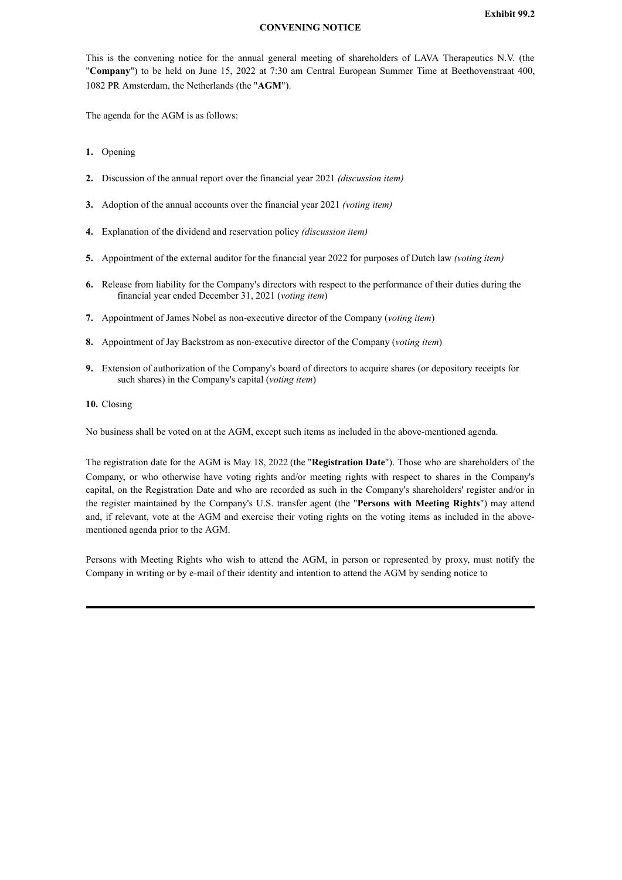Exhibit 99.2

**CONVENING NOTICE**

This is the convening notice for the annual general meeting of shareholders of LAVA Therapeutics N.V. (the "**Company**") to be held on June 15, 2022 at 7:30 am Central European Summer Time at Beethovenstraat 400, 1082 PR Amsterdam, the Netherlands (the "**AGM**").

The agenda for the AGM is as follows:

1. Opening
2. Discussion of the annual report over the financial year 2021 *(discussion item)*
3. Adoption of the annual accounts over the financial year 2021 *(voting item)*
4. Explanation of the dividend and reservation policy *(discussion item)*
5. Appointment of the external auditor for the financial year 2022 for purposes of Dutch law *(voting item)*
6. Release from liability for the Company's directors with respect to the performance of their duties during the financial year ended December 31, 2021 (*voting item*)
7. Appointment of James Nobel as non-executive director of the Company (*voting item*)
8. Appointment of Jay Backstrom as non-executive director of the Company (*voting item*)
9. Extension of authorization of the Company's board of directors to acquire shares (or depository receipts for such shares) in the Company's capital (*voting item*)
10. Closing

No business shall be voted on at the AGM, except such items as included in the above-mentioned agenda.

The registration date for the AGM is May 18, 2022 (the "**Registration Date**"). Those who are shareholders of the Company, or who otherwise have voting rights and/or meeting rights with respect to shares in the Company's capital, on the Registration Date and who are recorded as such in the Company's shareholders' register and/or in the register maintained by the Company's U.S. transfer agent (the "**Persons with Meeting Rights**") may attend and, if relevant, vote at the AGM and exercise their voting rights on the voting items as included in the above-mentioned agenda prior to the AGM.

Persons with Meeting Rights who wish to attend the AGM, in person or represented by proxy, must notify the Company in writing or by e-mail of their identity and intention to attend the AGM by sending notice to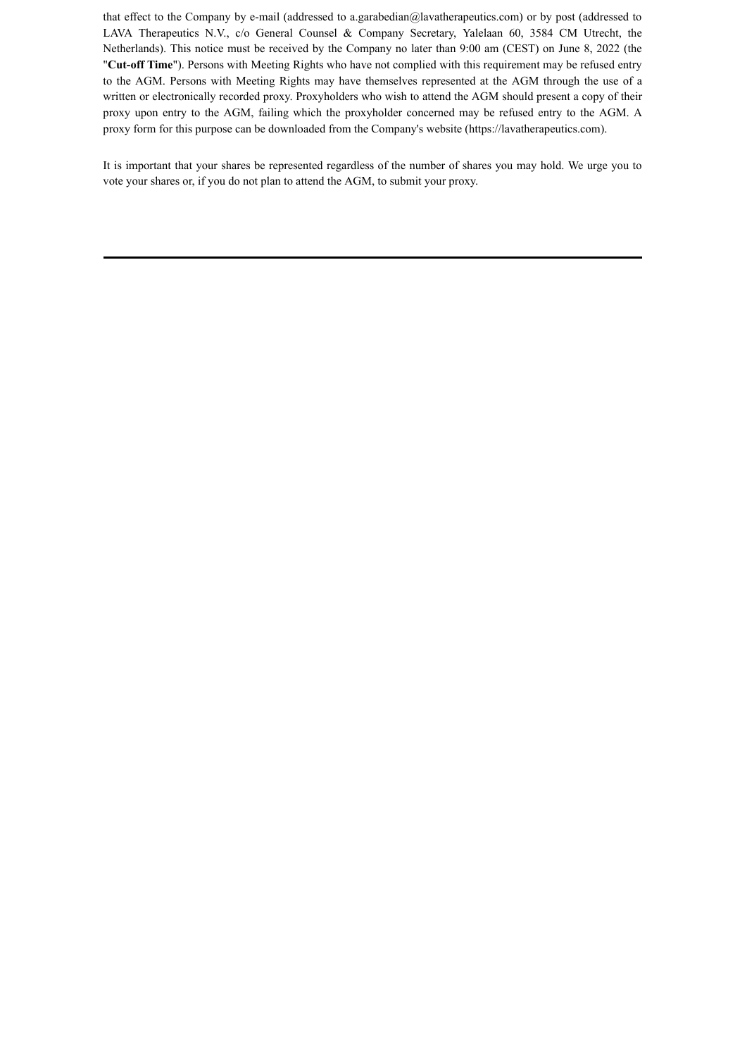that effect to the Company by e-mail (addressed to a.garabedian@lavatherapeutics.com) or by post (addressed to LAVA Therapeutics N.V., c/o General Counsel & Company Secretary, Yalelaan 60, 3584 CM Utrecht, the Netherlands). This notice must be received by the Company no later than 9:00 am (CEST) on June 8, 2022 (the "**Cut-off Time**"). Persons with Meeting Rights who have not complied with this requirement may be refused entry to the AGM. Persons with Meeting Rights may have themselves represented at the AGM through the use of a written or electronically recorded proxy. Proxyholders who wish to attend the AGM should present a copy of their proxy upon entry to the AGM, failing which the proxyholder concerned may be refused entry to the AGM. A proxy form for this purpose can be downloaded from the Company's website (https://lavatherapeutics.com).

It is important that your shares be represented regardless of the number of shares you may hold. We urge you to vote your shares or, if you do not plan to attend the AGM, to submit your proxy.

---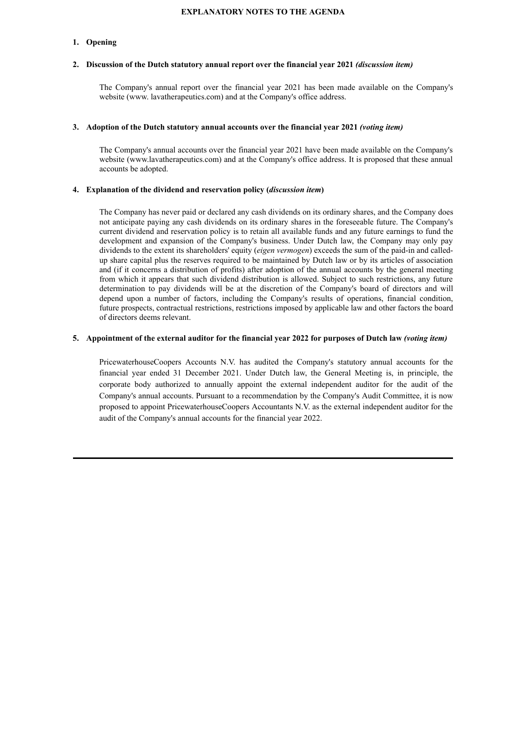# EXPLANATORY NOTES TO THE AGENDA

## 1. Opening

## 2. Discussion of the Dutch statutory annual report over the financial year 2021 *(discussion item)*

The Company's annual report over the financial year 2021 has been made available on the Company's website (www. lavatherapeutics.com) and at the Company's office address.

## 3. Adoption of the Dutch statutory annual accounts over the financial year 2021 *(voting item)*

The Company's annual accounts over the financial year 2021 have been made available on the Company's website (www.lavatherapeutics.com) and at the Company's office address. It is proposed that these annual accounts be adopted.

## 4. Explanation of the dividend and reservation policy (*discussion item*)

The Company has never paid or declared any cash dividends on its ordinary shares, and the Company does not anticipate paying any cash dividends on its ordinary shares in the foreseeable future. The Company's current dividend and reservation policy is to retain all available funds and any future earnings to fund the development and expansion of the Company's business. Under Dutch law, the Company may only pay dividends to the extent its shareholders' equity (*eigen vermogen*) exceeds the sum of the paid-in and called-up share capital plus the reserves required to be maintained by Dutch law or by its articles of association and (if it concerns a distribution of profits) after adoption of the annual accounts by the general meeting from which it appears that such dividend distribution is allowed. Subject to such restrictions, any future determination to pay dividends will be at the discretion of the Company's board of directors and will depend upon a number of factors, including the Company's results of operations, financial condition, future prospects, contractual restrictions, restrictions imposed by applicable law and other factors the board of directors deems relevant.

## 5. Appointment of the external auditor for the financial year 2022 for purposes of Dutch law *(voting item)*

PricewaterhouseCoopers Accounts N.V. has audited the Company's statutory annual accounts for the financial year ended 31 December 2021. Under Dutch law, the General Meeting is, in principle, the corporate body authorized to annually appoint the external independent auditor for the audit of the Company's annual accounts. Pursuant to a recommendation by the Company's Audit Committee, it is now proposed to appoint PricewaterhouseCoopers Accountants N.V. as the external independent auditor for the audit of the Company's annual accounts for the financial year 2022.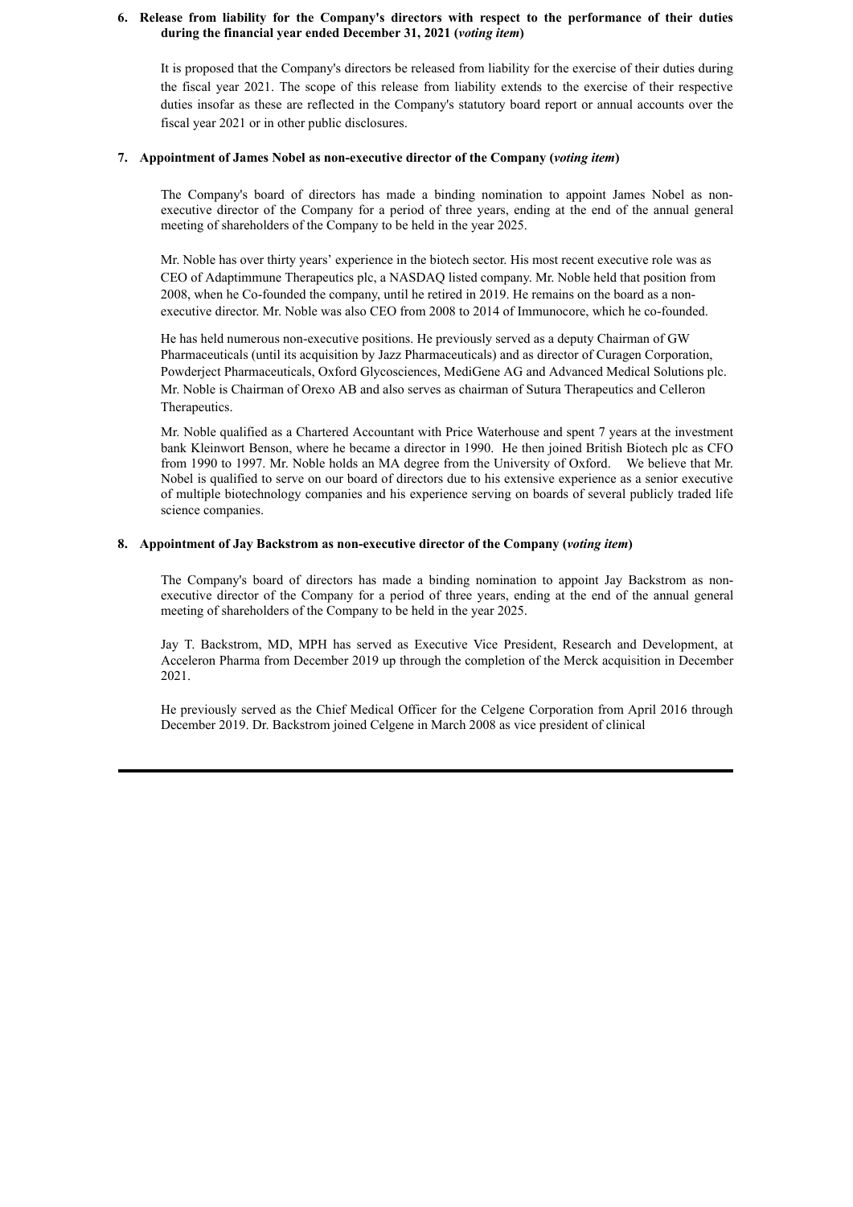**6. Release from liability for the Company's directors with respect to the performance of their duties during the financial year ended December 31, 2021 (*voting item*)**

It is proposed that the Company's directors be released from liability for the exercise of their duties during the fiscal year 2021. The scope of this release from liability extends to the exercise of their respective duties insofar as these are reflected in the Company's statutory board report or annual accounts over the fiscal year 2021 or in other public disclosures.

**7. Appointment of James Nobel as non-executive director of the Company (*voting item*)**

The Company's board of directors has made a binding nomination to appoint James Nobel as non-executive director of the Company for a period of three years, ending at the end of the annual general meeting of shareholders of the Company to be held in the year 2025.

Mr. Noble has over thirty years' experience in the biotech sector. His most recent executive role was as CEO of Adaptimmune Therapeutics plc, a NASDAQ listed company. Mr. Noble held that position from 2008, when he Co-founded the company, until he retired in 2019. He remains on the board as a non-executive director. Mr. Noble was also CEO from 2008 to 2014 of Immunocore, which he co-founded.

He has held numerous non-executive positions. He previously served as a deputy Chairman of GW Pharmaceuticals (until its acquisition by Jazz Pharmaceuticals) and as director of Curagen Corporation, Powderject Pharmaceuticals, Oxford Glycosciences, MediGene AG and Advanced Medical Solutions plc. Mr. Noble is Chairman of Orexo AB and also serves as chairman of Sutura Therapeutics and Celleron Therapeutics.

Mr. Noble qualified as a Chartered Accountant with Price Waterhouse and spent 7 years at the investment bank Kleinwort Benson, where he became a director in 1990. He then joined British Biotech plc as CFO from 1990 to 1997. Mr. Noble holds an MA degree from the University of Oxford. We believe that Mr. Nobel is qualified to serve on our board of directors due to his extensive experience as a senior executive of multiple biotechnology companies and his experience serving on boards of several publicly traded life science companies.

**8. Appointment of Jay Backstrom as non-executive director of the Company (*voting item*)**

The Company's board of directors has made a binding nomination to appoint Jay Backstrom as non-executive director of the Company for a period of three years, ending at the end of the annual general meeting of shareholders of the Company to be held in the year 2025.

Jay T. Backstrom, MD, MPH has served as Executive Vice President, Research and Development, at Acceleron Pharma from December 2019 up through the completion of the Merck acquisition in December 2021.

He previously served as the Chief Medical Officer for the Celgene Corporation from April 2016 through December 2019. Dr. Backstrom joined Celgene in March 2008 as vice president of clinical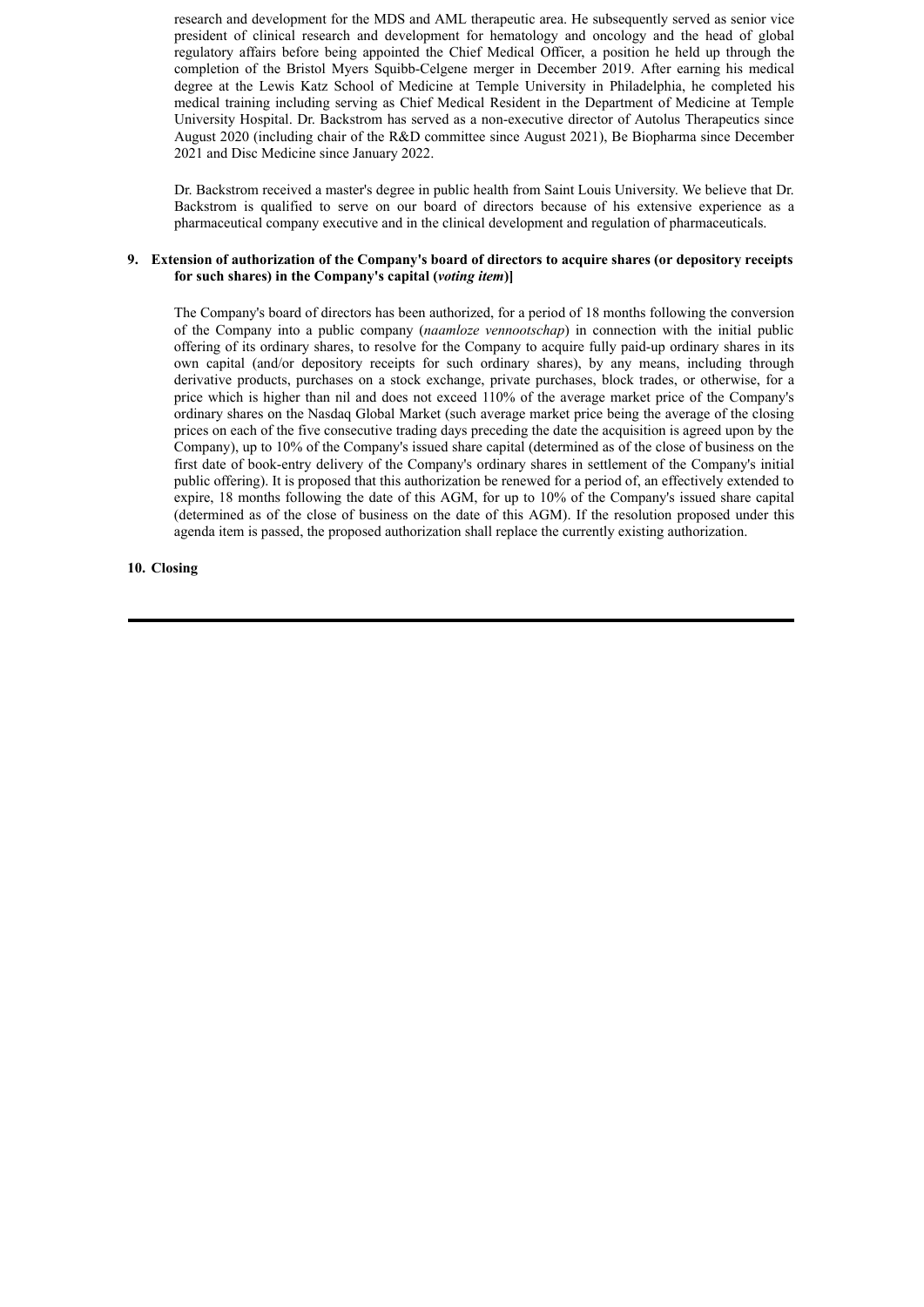research and development for the MDS and AML therapeutic area. He subsequently served as senior vice president of clinical research and development for hematology and oncology and the head of global regulatory affairs before being appointed the Chief Medical Officer, a position he held up through the completion of the Bristol Myers Squibb-Celgene merger in December 2019. After earning his medical degree at the Lewis Katz School of Medicine at Temple University in Philadelphia, he completed his medical training including serving as Chief Medical Resident in the Department of Medicine at Temple University Hospital. Dr. Backstrom has served as a non-executive director of Autolus Therapeutics since August 2020 (including chair of the R&D committee since August 2021), Be Biopharma since December 2021 and Disc Medicine since January 2022.

Dr. Backstrom received a master's degree in public health from Saint Louis University. We believe that Dr. Backstrom is qualified to serve on our board of directors because of his extensive experience as a pharmaceutical company executive and in the clinical development and regulation of pharmaceuticals.

**9. Extension of authorization of the Company's board of directors to acquire shares (or depository receipts for such shares) in the Company's capital (*voting item*)]**

The Company's board of directors has been authorized, for a period of 18 months following the conversion of the Company into a public company (*naamloze vennootschap*) in connection with the initial public offering of its ordinary shares, to resolve for the Company to acquire fully paid-up ordinary shares in its own capital (and/or depository receipts for such ordinary shares), by any means, including through derivative products, purchases on a stock exchange, private purchases, block trades, or otherwise, for a price which is higher than nil and does not exceed 110% of the average market price of the Company's ordinary shares on the Nasdaq Global Market (such average market price being the average of the closing prices on each of the five consecutive trading days preceding the date the acquisition is agreed upon by the Company), up to 10% of the Company's issued share capital (determined as of the close of business on the first date of book-entry delivery of the Company's ordinary shares in settlement of the Company's initial public offering). It is proposed that this authorization be renewed for a period of, an effectively extended to expire, 18 months following the date of this AGM, for up to 10% of the Company's issued share capital (determined as of the close of business on the date of this AGM). If the resolution proposed under this agenda item is passed, the proposed authorization shall replace the currently existing authorization.

**10. Closing**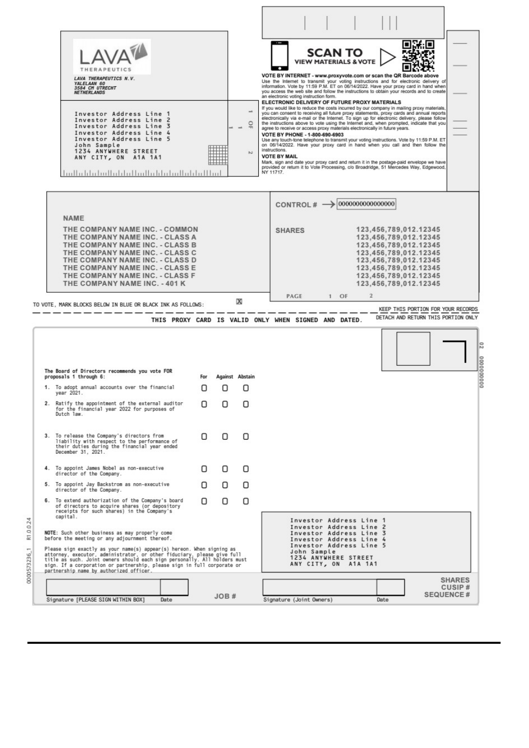LAVA THERAPEUTICS

LAVA THERAPEUTICS N.V.
YALELAAN 60
3584 CM UTRECHT
NETHERLANDS

Investor Address Line 1
Investor Address Line 2
Investor Address Line 3
Investor Address Line 4
Investor Address Line 5
John Sample
1234 ANYWHERE STREET
ANY CITY, ON A1A 1A1

**SCAN TO VIEW MATERIALS & VOTE**

**VOTE BY INTERNET - www.proxyvote.com or scan the QR Barcode above**
Use the Internet to transmit your voting instructions and for electronic delivery of information. Vote by 11:59 P.M. ET on 06/14/2022. Have your proxy card in hand when you access the web site and follow the instructions to obtain your records and to create an electronic voting instruction form.

**ELECTRONIC DELIVERY OF FUTURE PROXY MATERIALS**
If you would like to reduce the costs incurred by our company in mailing proxy materials, you can consent to receiving all future proxy statements, proxy cards and annual reports electronically via e-mail or the Internet. To sign up for electronic delivery, please follow the instructions above to vote using the Internet and, when prompted, indicate that you agree to receive or access proxy materials electronically in future years.

**VOTE BY PHONE - 1-800-690-6903**
Use any touch-tone telephone to transmit your voting instructions. Vote by 11:59 P.M. ET on 06/14/2022. Have your proxy card in hand when you call and then follow the instructions.

**VOTE BY MAIL**
Mark, sign and date your proxy card and return it in the postage-paid envelope we have provided or return it to Vote Processing, c/o Broadridge, 51 Mercedes Way, Edgewood, NY 11717.

CONTROL # → 0000000000000000

| NAME | SHARES |
|---|---|
| THE COMPANY NAME INC. - COMMON | 123,456,789,012.12345 |
| THE COMPANY NAME INC. - CLASS A | 123,456,789,012.12345 |
| THE COMPANY NAME INC. - CLASS B | 123,456,789,012.12345 |
| THE COMPANY NAME INC. - CLASS C | 123,456,789,012.12345 |
| THE COMPANY NAME INC. - CLASS D | 123,456,789,012.12345 |
| THE COMPANY NAME INC. - CLASS E | 123,456,789,012.12345 |
| THE COMPANY NAME INC. - CLASS F | 123,456,789,012.12345 |
| THE COMPANY NAME INC. - 401 K | 123,456,789,012.12345 |

TO VOTE, MARK BLOCKS BELOW IN BLUE OR BLACK INK AS FOLLOWS: ☒

KEEP THIS PORTION FOR YOUR RECORDS

DETACH AND RETURN THIS PORTION ONLY

**THIS PROXY CARD IS VALID ONLY WHEN SIGNED AND DATED.**

**The Board of Directors recommends you vote FOR proposals 1 through 6:**

| Proposal | For | Against | Abstain |
|---|---|---|---|
| **1.** To adopt annual accounts over the financial year 2021. | ☐ | ☐ | ☐ |
| **2.** Ratify the appointment of the external auditor for the financial year 2022 for purposes of Dutch law. | ☐ | ☐ | ☐ |
| **3.** To release the Company's directors from liability with respect to the performance of their duties during the financial year ended December 31, 2021. | ☐ | ☐ | ☐ |
| **4.** To appoint James Nobel as non-executive director of the Company. | ☐ | ☐ | ☐ |
| **5.** To appoint Jay Backstrom as non-executive director of the Company. | ☐ | ☐ | ☐ |
| **6.** To extend authorization of the Company's board of directors to acquire shares (or depository receipts for such shares) in the Company's capital. | ☐ | ☐ | ☐ |

**NOTE**: Such other business as may properly come before the meeting or any adjournment thereof.

Please sign exactly as your name(s) appear(s) hereon. When signing as attorney, executor, administrator, or other fiduciary, please give full title as such. Joint owners should each sign personally. All holders must sign. If a corporation or partnership, please sign in full corporate or partnership name by authorized officer.

Investor Address Line 1
Investor Address Line 2
Investor Address Line 3
Investor Address Line 4
Investor Address Line 5
John Sample
1234 ANYWHERE STREET
ANY CITY, ON A1A 1A1

Signature [PLEASE SIGN WITHIN BOX] Date

JOB #

Signature (Joint Owners) Date

SHARES
CUSIP #
SEQUENCE #

0000573236_1 R1.0.0.24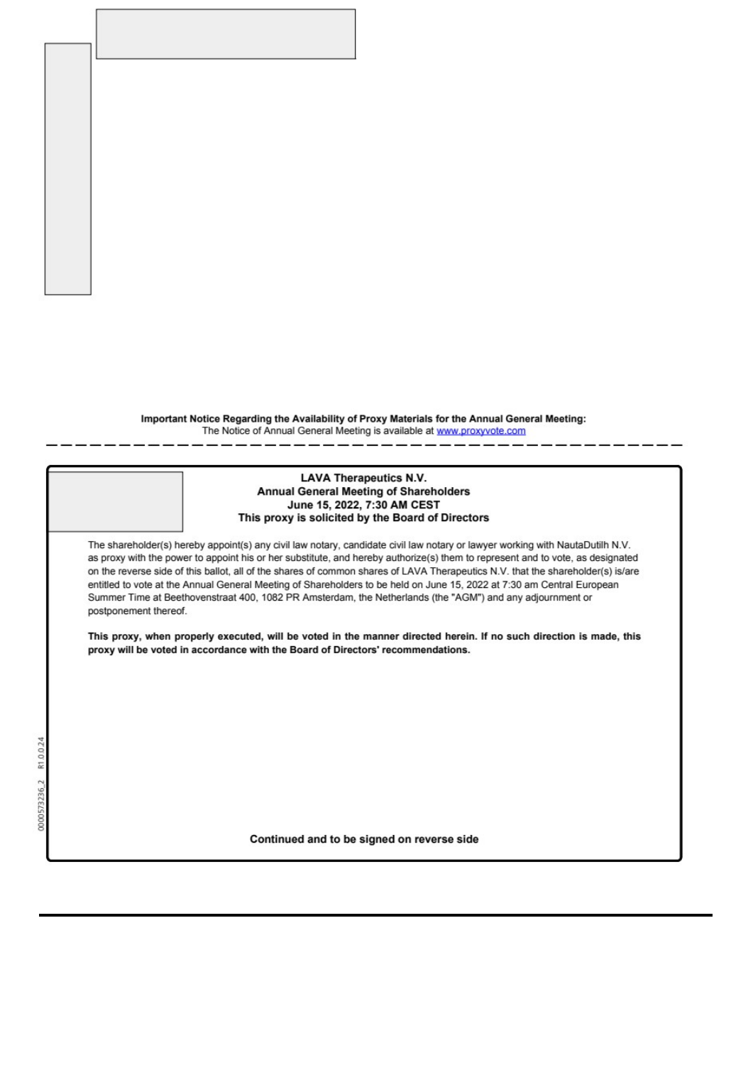**Important Notice Regarding the Availability of Proxy Materials for the Annual General Meeting:**
The Notice of Annual General Meeting is available at www.proxyvote.com

**LAVA Therapeutics N.V.**
**Annual General Meeting of Shareholders**
**June 15, 2022, 7:30 AM CEST**
**This proxy is solicited by the Board of Directors**

The shareholder(s) hereby appoint(s) any civil law notary, candidate civil law notary or lawyer working with NautaDutilh N.V. as proxy with the power to appoint his or her substitute, and hereby authorize(s) them to represent and to vote, as designated on the reverse side of this ballot, all of the shares of common shares of LAVA Therapeutics N.V. that the shareholder(s) is/are entitled to vote at the Annual General Meeting of Shareholders to be held on June 15, 2022 at 7:30 am Central European Summer Time at Beethovenstraat 400, 1082 PR Amsterdam, the Netherlands (the "AGM") and any adjournment or postponement thereof.

**This proxy, when properly executed, will be voted in the manner directed herein. If no such direction is made, this proxy will be voted in accordance with the Board of Directors' recommendations.**

**Continued and to be signed on reverse side**

0000573236_2 R1.0.0.24